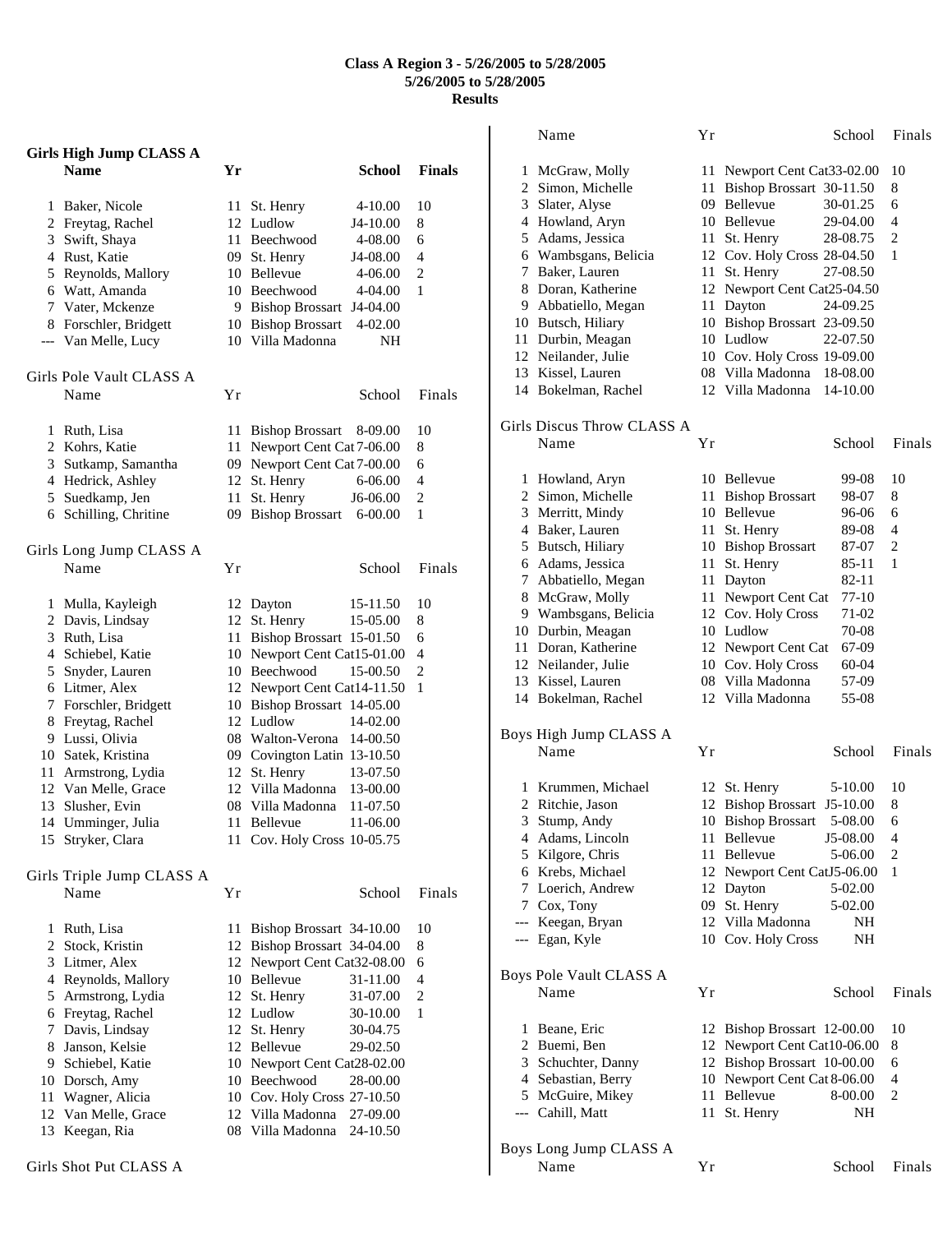# Class A Region 3 - 5/26/2005 to 5/28/2005
## 5/26/2005 to 5/28/2005
## Results

### Girls High Jump CLASS A

| | Name | Yr | School | Finals | |
|---|---|---|---|---|---|
| 1 | Baker, Nicole | 11 | St. Henry | 4-10.00 | 10 |
| 2 | Freytag, Rachel | 12 | Ludlow | J4-10.00 | 8 |
| 3 | Swift, Shaya | 11 | Beechwood | 4-08.00 | 6 |
| 4 | Rust, Katie | 09 | St. Henry | J4-08.00 | 4 |
| 5 | Reynolds, Mallory | 10 | Bellevue | 4-06.00 | 2 |
| 6 | Watt, Amanda | 10 | Beechwood | 4-04.00 | 1 |
| 7 | Vater, Mckenze | 9 | Bishop Brossart | J4-04.00 | |
| 8 | Forschler, Bridgett | 10 | Bishop Brossart | 4-02.00 | |
| --- | Van Melle, Lucy | 10 | Villa Madonna | NH | |

### Girls Pole Vault CLASS A

| | Name | Yr | School | Finals | |
|---|---|---|---|---|---|
| 1 | Ruth, Lisa | 11 | Bishop Brossart | 8-09.00 | 10 |
| 2 | Kohrs, Katie | 11 | Newport Cent Cat | 7-06.00 | 8 |
| 3 | Sutkamp, Samantha | 09 | Newport Cent Cat | 7-00.00 | 6 |
| 4 | Hedrick, Ashley | 12 | St. Henry | 6-06.00 | 4 |
| 5 | Suedkamp, Jen | 11 | St. Henry | J6-06.00 | 2 |
| 6 | Schilling, Chritine | 09 | Bishop Brossart | 6-00.00 | 1 |

### Girls Long Jump CLASS A

| | Name | Yr | School | Finals | |
|---|---|---|---|---|---|
| 1 | Mulla, Kayleigh | 12 | Dayton | 15-11.50 | 10 |
| 2 | Davis, Lindsay | 12 | St. Henry | 15-05.00 | 8 |
| 3 | Ruth, Lisa | 11 | Bishop Brossart | 15-01.50 | 6 |
| 4 | Schiebel, Katie | 10 | Newport Cent Cat | 15-01.00 | 4 |
| 5 | Snyder, Lauren | 10 | Beechwood | 15-00.50 | 2 |
| 6 | Litmer, Alex | 12 | Newport Cent Cat | 14-11.50 | 1 |
| 7 | Forschler, Bridgett | 10 | Bishop Brossart | 14-05.00 | |
| 8 | Freytag, Rachel | 12 | Ludlow | 14-02.00 | |
| 9 | Lussi, Olivia | 08 | Walton-Verona | 14-00.50 | |
| 10 | Satek, Kristina | 09 | Covington Latin | 13-10.50 | |
| 11 | Armstrong, Lydia | 12 | St. Henry | 13-07.50 | |
| 12 | Van Melle, Grace | 12 | Villa Madonna | 13-00.00 | |
| 13 | Slusher, Evin | 08 | Villa Madonna | 11-07.50 | |
| 14 | Umminger, Julia | 11 | Bellevue | 11-06.00 | |
| 15 | Stryker, Clara | 11 | Cov. Holy Cross | 10-05.75 | |

### Girls Triple Jump CLASS A

| | Name | Yr | School | Finals | |
|---|---|---|---|---|---|
| 1 | Ruth, Lisa | 11 | Bishop Brossart | 34-10.00 | 10 |
| 2 | Stock, Kristin | 12 | Bishop Brossart | 34-04.00 | 8 |
| 3 | Litmer, Alex | 12 | Newport Cent Cat | 32-08.00 | 6 |
| 4 | Reynolds, Mallory | 10 | Bellevue | 31-11.00 | 4 |
| 5 | Armstrong, Lydia | 12 | St. Henry | 31-07.00 | 2 |
| 6 | Freytag, Rachel | 12 | Ludlow | 30-10.00 | 1 |
| 7 | Davis, Lindsay | 12 | St. Henry | 30-04.75 | |
| 8 | Janson, Kelsie | 12 | Bellevue | 29-02.50 | |
| 9 | Schiebel, Katie | 10 | Newport Cent Cat | 28-02.00 | |
| 10 | Dorsch, Amy | 10 | Beechwood | 28-00.00 | |
| 11 | Wagner, Alicia | 10 | Cov. Holy Cross | 27-10.50 | |
| 12 | Van Melle, Grace | 12 | Villa Madonna | 27-09.00 | |
| 13 | Keegan, Ria | 08 | Villa Madonna | 24-10.50 | |

### Girls Shot Put CLASS A

| | Name | Yr | School | Finals | |
|---|---|---|---|---|---|
| 1 | McGraw, Molly | 11 | Newport Cent Cat | 33-02.00 | 10 |
| 2 | Simon, Michelle | 11 | Bishop Brossart | 30-11.50 | 8 |
| 3 | Slater, Alyse | 09 | Bellevue | 30-01.25 | 6 |
| 4 | Howland, Aryn | 10 | Bellevue | 29-04.00 | 4 |
| 5 | Adams, Jessica | 11 | St. Henry | 28-08.75 | 2 |
| 6 | Wambsgans, Belicia | 12 | Cov. Holy Cross | 28-04.50 | 1 |
| 7 | Baker, Lauren | 11 | St. Henry | 27-08.50 | |
| 8 | Doran, Katherine | 12 | Newport Cent Cat | 25-04.50 | |
| 9 | Abbatiello, Megan | 11 | Dayton | 24-09.25 | |
| 10 | Butsch, Hiliary | 10 | Bishop Brossart | 23-09.50 | |
| 11 | Durbin, Meagan | 10 | Ludlow | 22-07.50 | |
| 12 | Neilander, Julie | 10 | Cov. Holy Cross | 19-09.00 | |
| 13 | Kissel, Lauren | 08 | Villa Madonna | 18-08.00 | |
| 14 | Bokelman, Rachel | 12 | Villa Madonna | 14-10.00 | |

### Girls Discus Throw CLASS A

| | Name | Yr | School | Finals | |
|---|---|---|---|---|---|
| 1 | Howland, Aryn | 10 | Bellevue | 99-08 | 10 |
| 2 | Simon, Michelle | 11 | Bishop Brossart | 98-07 | 8 |
| 3 | Merritt, Mindy | 10 | Bellevue | 96-06 | 6 |
| 4 | Baker, Lauren | 11 | St. Henry | 89-08 | 4 |
| 5 | Butsch, Hiliary | 10 | Bishop Brossart | 87-07 | 2 |
| 6 | Adams, Jessica | 11 | St. Henry | 85-11 | 1 |
| 7 | Abbatiello, Megan | 11 | Dayton | 82-11 | |
| 8 | McGraw, Molly | 11 | Newport Cent Cat | 77-10 | |
| 9 | Wambsgans, Belicia | 12 | Cov. Holy Cross | 71-02 | |
| 10 | Durbin, Meagan | 10 | Ludlow | 70-08 | |
| 11 | Doran, Katherine | 12 | Newport Cent Cat | 67-09 | |
| 12 | Neilander, Julie | 10 | Cov. Holy Cross | 60-04 | |
| 13 | Kissel, Lauren | 08 | Villa Madonna | 57-09 | |
| 14 | Bokelman, Rachel | 12 | Villa Madonna | 55-08 | |

### Boys High Jump CLASS A

| | Name | Yr | School | Finals | |
|---|---|---|---|---|---|
| 1 | Krummen, Michael | 12 | St. Henry | 5-10.00 | 10 |
| 2 | Ritchie, Jason | 12 | Bishop Brossart | J5-10.00 | 8 |
| 3 | Stump, Andy | 10 | Bishop Brossart | 5-08.00 | 6 |
| 4 | Adams, Lincoln | 11 | Bellevue | J5-08.00 | 4 |
| 5 | Kilgore, Chris | 11 | Bellevue | 5-06.00 | 2 |
| 6 | Krebs, Michael | 12 | Newport Cent Cat | J5-06.00 | 1 |
| 7 | Loerich, Andrew | 12 | Dayton | 5-02.00 | |
| 7 | Cox, Tony | 09 | St. Henry | 5-02.00 | |
| --- | Keegan, Bryan | 12 | Villa Madonna | NH | |
| --- | Egan, Kyle | 10 | Cov. Holy Cross | NH | |

### Boys Pole Vault CLASS A

| | Name | Yr | School | Finals | |
|---|---|---|---|---|---|
| 1 | Beane, Eric | 12 | Bishop Brossart | 12-00.00 | 10 |
| 2 | Buemi, Ben | 12 | Newport Cent Cat | 10-06.00 | 8 |
| 3 | Schuchter, Danny | 12 | Bishop Brossart | 10-00.00 | 6 |
| 4 | Sebastian, Berry | 10 | Newport Cent Cat | 8-06.00 | 4 |
| 5 | McGuire, Mikey | 11 | Bellevue | 8-00.00 | 2 |
| --- | Cahill, Matt | 11 | St. Henry | NH | |

### Boys Long Jump CLASS A

| | Name | Yr | School | Finals |
|---|---|---|---|---|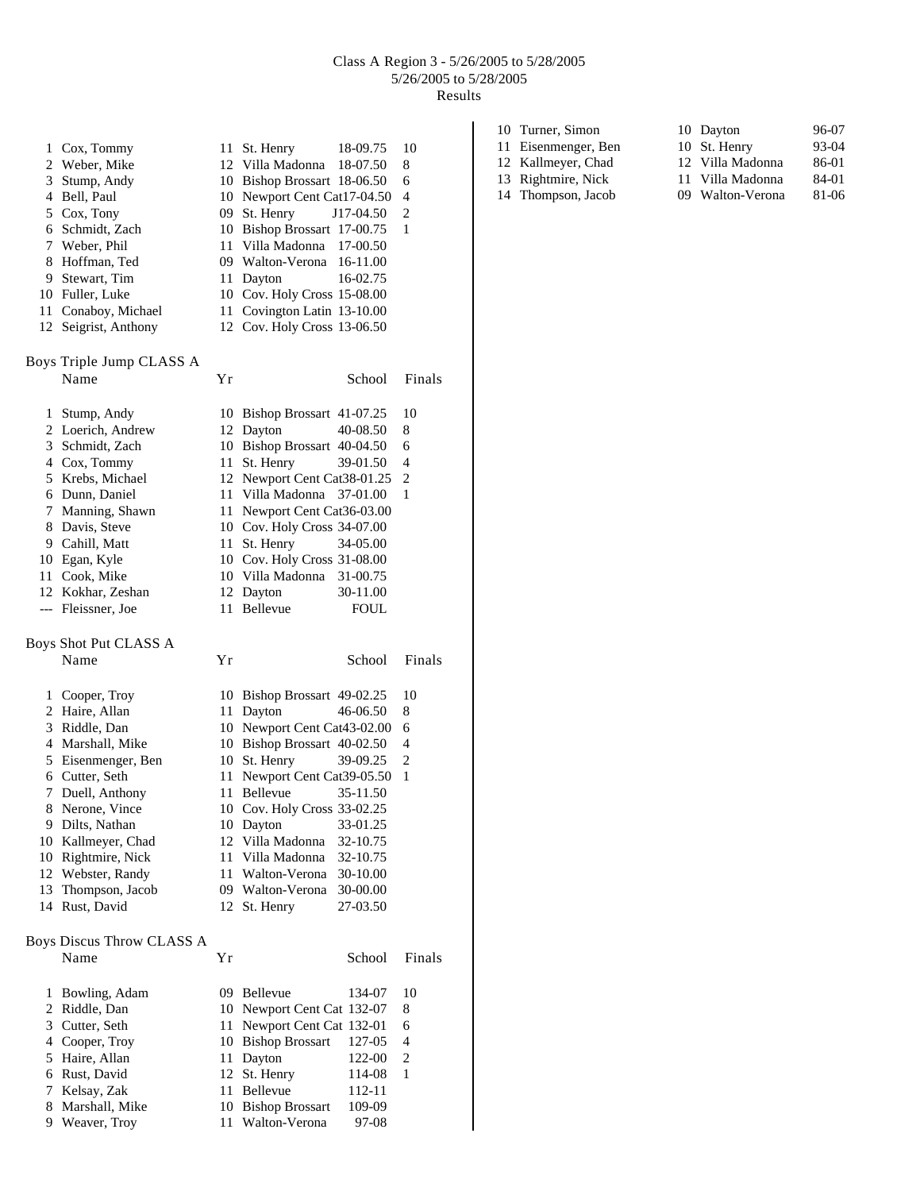# Class A Region 3 - 5/26/2005 to 5/28/2005

5/26/2005 to 5/28/2005

Results

| | Name | Yr | School | Finals | |
|---|---|---|---|---|---|
| 1 | Cox, Tommy | 11 | St. Henry | 18-09.75 | 10 |
| 2 | Weber, Mike | 12 | Villa Madonna | 18-07.50 | 8 |
| 3 | Stump, Andy | 10 | Bishop Brossart | 18-06.50 | 6 |
| 4 | Bell, Paul | 10 | Newport Cent Cat | 17-04.50 | 4 |
| 5 | Cox, Tony | 09 | St. Henry | J17-04.50 | 2 |
| 6 | Schmidt, Zach | 10 | Bishop Brossart | 17-00.75 | 1 |
| 7 | Weber, Phil | 11 | Villa Madonna | 17-00.50 | |
| 8 | Hoffman, Ted | 09 | Walton-Verona | 16-11.00 | |
| 9 | Stewart, Tim | 11 | Dayton | 16-02.75 | |
| 10 | Fuller, Luke | 10 | Cov. Holy Cross | 15-08.00 | |
| 11 | Conaboy, Michael | 11 | Covington Latin | 13-10.00 | |
| 12 | Seigrist, Anthony | 12 | Cov. Holy Cross | 13-06.50 | |

## Boys Triple Jump CLASS A

| | Name | Yr | School | Finals | |
|---|---|---|---|---|---|
| 1 | Stump, Andy | 10 | Bishop Brossart | 41-07.25 | 10 |
| 2 | Loerich, Andrew | 12 | Dayton | 40-08.50 | 8 |
| 3 | Schmidt, Zach | 10 | Bishop Brossart | 40-04.50 | 6 |
| 4 | Cox, Tommy | 11 | St. Henry | 39-01.50 | 4 |
| 5 | Krebs, Michael | 12 | Newport Cent Cat | 38-01.25 | 2 |
| 6 | Dunn, Daniel | 11 | Villa Madonna | 37-01.00 | 1 |
| 7 | Manning, Shawn | 11 | Newport Cent Cat | 36-03.00 | |
| 8 | Davis, Steve | 10 | Cov. Holy Cross | 34-07.00 | |
| 9 | Cahill, Matt | 11 | St. Henry | 34-05.00 | |
| 10 | Egan, Kyle | 10 | Cov. Holy Cross | 31-08.00 | |
| 11 | Cook, Mike | 10 | Villa Madonna | 31-00.75 | |
| 12 | Kokhar, Zeshan | 12 | Dayton | 30-11.00 | |
| --- | Fleissner, Joe | 11 | Bellevue | FOUL | |

## Boys Shot Put CLASS A

| | Name | Yr | School | Finals | |
|---|---|---|---|---|---|
| 1 | Cooper, Troy | 10 | Bishop Brossart | 49-02.25 | 10 |
| 2 | Haire, Allan | 11 | Dayton | 46-06.50 | 8 |
| 3 | Riddle, Dan | 10 | Newport Cent Cat | 43-02.00 | 6 |
| 4 | Marshall, Mike | 10 | Bishop Brossart | 40-02.50 | 4 |
| 5 | Eisenmenger, Ben | 10 | St. Henry | 39-09.25 | 2 |
| 6 | Cutter, Seth | 11 | Newport Cent Cat | 39-05.50 | 1 |
| 7 | Duell, Anthony | 11 | Bellevue | 35-11.50 | |
| 8 | Nerone, Vince | 10 | Cov. Holy Cross | 33-02.25 | |
| 9 | Dilts, Nathan | 10 | Dayton | 33-01.25 | |
| 10 | Kallmeyer, Chad | 12 | Villa Madonna | 32-10.75 | |
| 10 | Rightmire, Nick | 11 | Villa Madonna | 32-10.75 | |
| 12 | Webster, Randy | 11 | Walton-Verona | 30-10.00 | |
| 13 | Thompson, Jacob | 09 | Walton-Verona | 30-00.00 | |
| 14 | Rust, David | 12 | St. Henry | 27-03.50 | |

## Boys Discus Throw CLASS A

| | Name | Yr | School | Finals | |
|---|---|---|---|---|---|
| 1 | Bowling, Adam | 09 | Bellevue | 134-07 | 10 |
| 2 | Riddle, Dan | 10 | Newport Cent Cat | 132-07 | 8 |
| 3 | Cutter, Seth | 11 | Newport Cent Cat | 132-01 | 6 |
| 4 | Cooper, Troy | 10 | Bishop Brossart | 127-05 | 4 |
| 5 | Haire, Allan | 11 | Dayton | 122-00 | 2 |
| 6 | Rust, David | 12 | St. Henry | 114-08 | 1 |
| 7 | Kelsay, Zak | 11 | Bellevue | 112-11 | |
| 8 | Marshall, Mike | 10 | Bishop Brossart | 109-09 | |
| 9 | Weaver, Troy | 11 | Walton-Verona | 97-08 | |
| 10 | Turner, Simon | 10 | Dayton | 96-07 | |
| 11 | Eisenmenger, Ben | 10 | St. Henry | 93-04 | |
| 12 | Kallmeyer, Chad | 12 | Villa Madonna | 86-01 | |
| 13 | Rightmire, Nick | 11 | Villa Madonna | 84-01 | |
| 14 | Thompson, Jacob | 09 | Walton-Verona | 81-06 | |